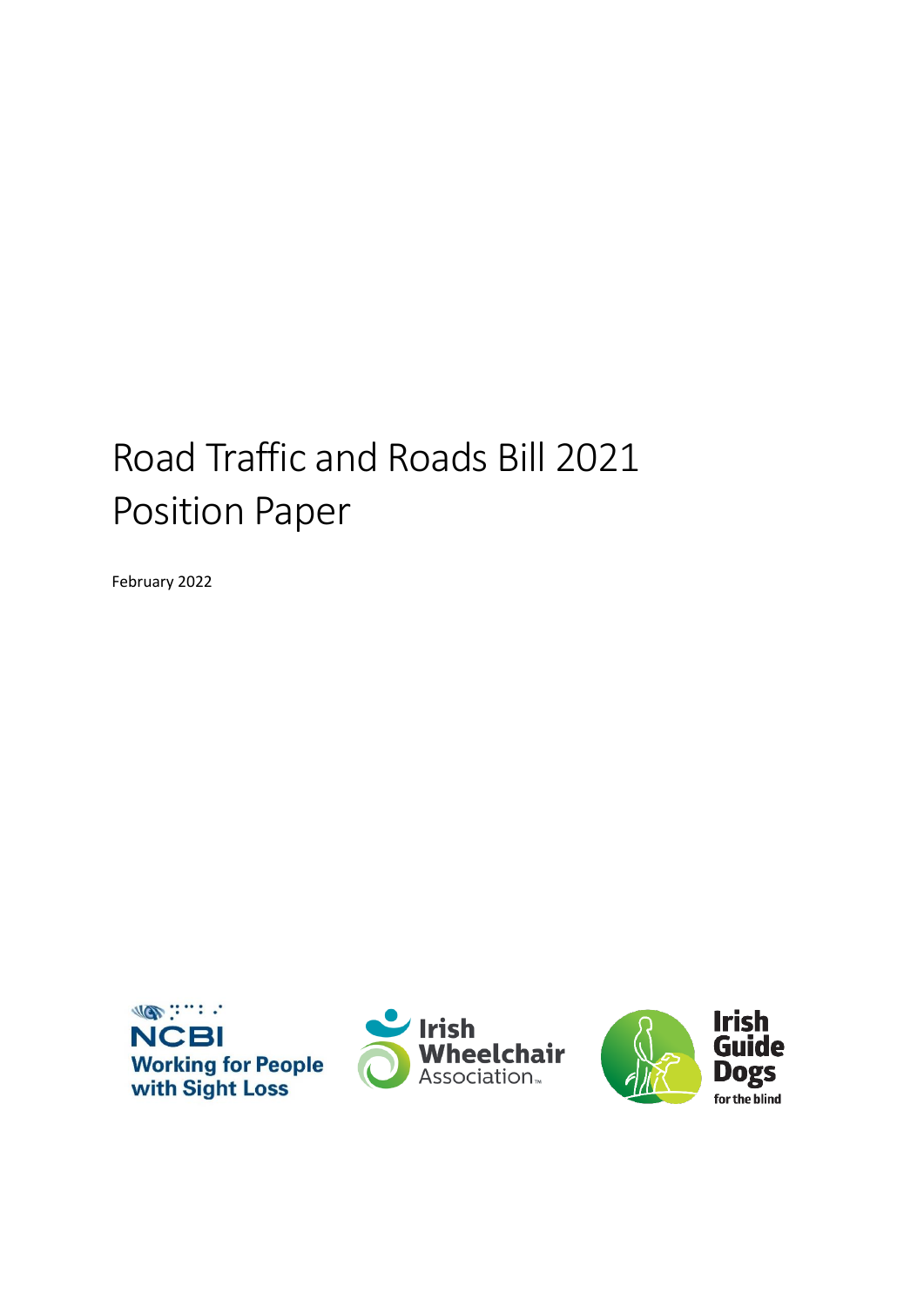# Road Traffic and Roads Bill 2021 Position Paper

February 2022

NCBI Working for People with Sight Loss

Irish Wheelchair Association

Irish Guide Dogs for the blind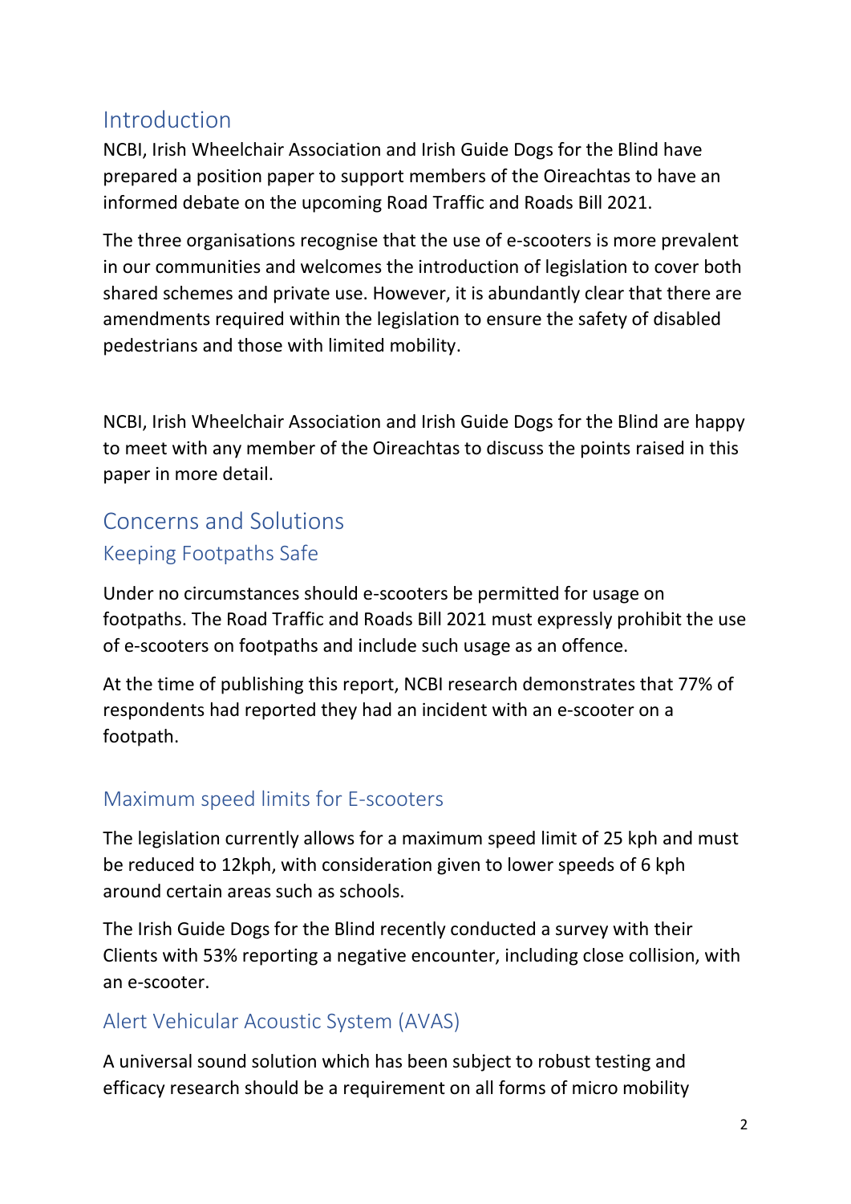## Introduction

NCBI, Irish Wheelchair Association and Irish Guide Dogs for the Blind have prepared a position paper to support members of the Oireachtas to have an informed debate on the upcoming Road Traffic and Roads Bill 2021.

The three organisations recognise that the use of e-scooters is more prevalent in our communities and welcomes the introduction of legislation to cover both shared schemes and private use. However, it is abundantly clear that there are amendments required within the legislation to ensure the safety of disabled pedestrians and those with limited mobility.

NCBI, Irish Wheelchair Association and Irish Guide Dogs for the Blind are happy to meet with any member of the Oireachtas to discuss the points raised in this paper in more detail.

## Concerns and Solutions

### Keeping Footpaths Safe

Under no circumstances should e-scooters be permitted for usage on footpaths. The Road Traffic and Roads Bill 2021 must expressly prohibit the use of e-scooters on footpaths and include such usage as an offence.

At the time of publishing this report, NCBI research demonstrates that 77% of respondents had reported they had an incident with an e-scooter on a footpath.

### Maximum speed limits for E-scooters

The legislation currently allows for a maximum speed limit of 25 kph and must be reduced to 12kph, with consideration given to lower speeds of 6 kph around certain areas such as schools.

The Irish Guide Dogs for the Blind recently conducted a survey with their Clients with 53% reporting a negative encounter, including close collision, with an e-scooter.

### Alert Vehicular Acoustic System (AVAS)

A universal sound solution which has been subject to robust testing and efficacy research should be a requirement on all forms of micro mobility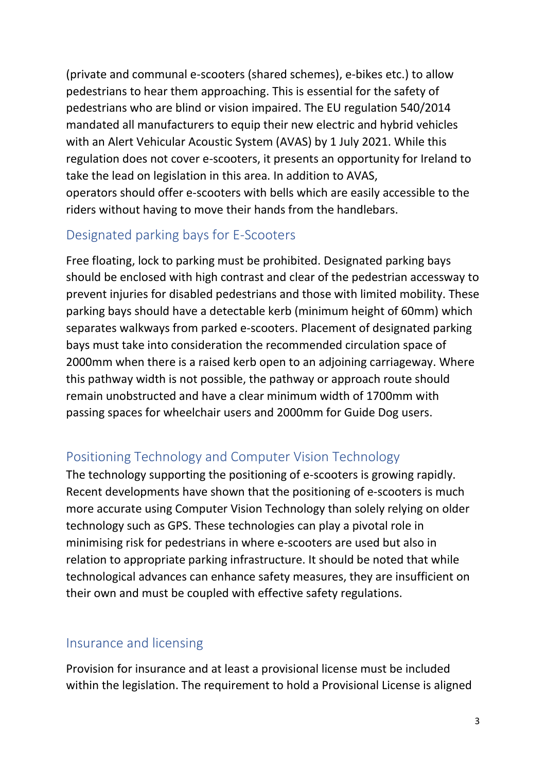(private and communal e-scooters (shared schemes), e-bikes etc.) to allow pedestrians to hear them approaching. This is essential for the safety of pedestrians who are blind or vision impaired. The EU regulation 540/2014 mandated all manufacturers to equip their new electric and hybrid vehicles with an Alert Vehicular Acoustic System (AVAS) by 1 July 2021. While this regulation does not cover e-scooters, it presents an opportunity for Ireland to take the lead on legislation in this area. In addition to AVAS, operators should offer e-scooters with bells which are easily accessible to the riders without having to move their hands from the handlebars.

## Designated parking bays for E-Scooters

Free floating, lock to parking must be prohibited. Designated parking bays should be enclosed with high contrast and clear of the pedestrian accessway to prevent injuries for disabled pedestrians and those with limited mobility. These parking bays should have a detectable kerb (minimum height of 60mm) which separates walkways from parked e-scooters. Placement of designated parking bays must take into consideration the recommended circulation space of 2000mm when there is a raised kerb open to an adjoining carriageway. Where this pathway width is not possible, the pathway or approach route should remain unobstructed and have a clear minimum width of 1700mm with passing spaces for wheelchair users and 2000mm for Guide Dog users.

## Positioning Technology and Computer Vision Technology

The technology supporting the positioning of e-scooters is growing rapidly. Recent developments have shown that the positioning of e-scooters is much more accurate using Computer Vision Technology than solely relying on older technology such as GPS. These technologies can play a pivotal role in minimising risk for pedestrians in where e-scooters are used but also in relation to appropriate parking infrastructure. It should be noted that while technological advances can enhance safety measures, they are insufficient on their own and must be coupled with effective safety regulations.

## Insurance and licensing

Provision for insurance and at least a provisional license must be included within the legislation. The requirement to hold a Provisional License is aligned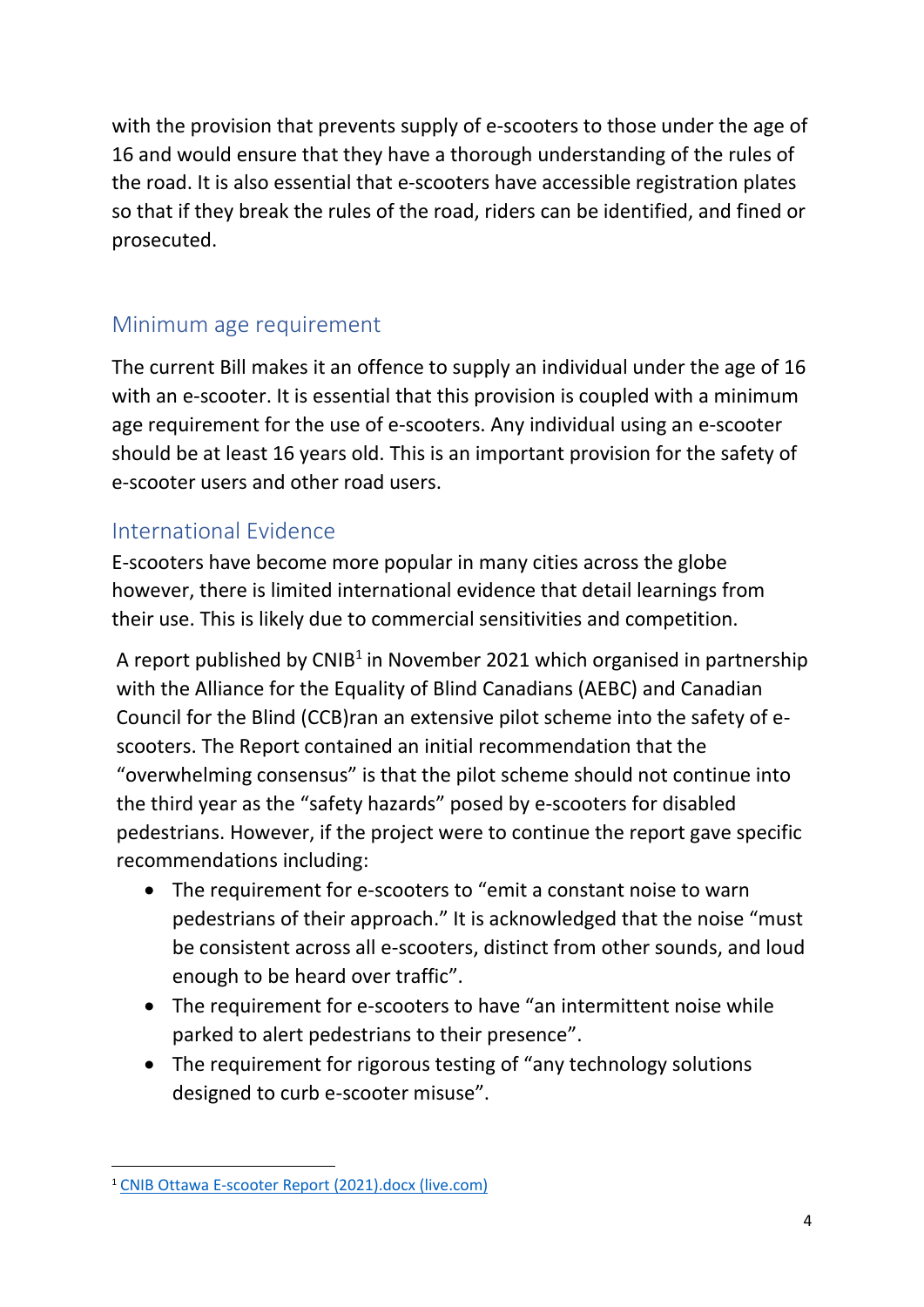with the provision that prevents supply of e-scooters to those under the age of 16 and would ensure that they have a thorough understanding of the rules of the road. It is also essential that e-scooters have accessible registration plates so that if they break the rules of the road, riders can be identified, and fined or prosecuted.

## Minimum age requirement

The current Bill makes it an offence to supply an individual under the age of 16 with an e-scooter. It is essential that this provision is coupled with a minimum age requirement for the use of e-scooters. Any individual using an e-scooter should be at least 16 years old. This is an important provision for the safety of e-scooter users and other road users.

## International Evidence

E-scooters have become more popular in many cities across the globe however, there is limited international evidence that detail learnings from their use. This is likely due to commercial sensitivities and competition.

A report published by CNIB[1] in November 2021 which organised in partnership with the Alliance for the Equality of Blind Canadians (AEBC) and Canadian Council for the Blind (CCB)ran an extensive pilot scheme into the safety of e-scooters. The Report contained an initial recommendation that the "overwhelming consensus" is that the pilot scheme should not continue into the third year as the "safety hazards" posed by e-scooters for disabled pedestrians. However, if the project were to continue the report gave specific recommendations including:

- The requirement for e-scooters to "emit a constant noise to warn pedestrians of their approach." It is acknowledged that the noise "must be consistent across all e-scooters, distinct from other sounds, and loud enough to be heard over traffic".
- The requirement for e-scooters to have "an intermittent noise while parked to alert pedestrians to their presence".
- The requirement for rigorous testing of "any technology solutions designed to curb e-scooter misuse".

[1] CNIB Ottawa E-scooter Report (2021).docx (live.com)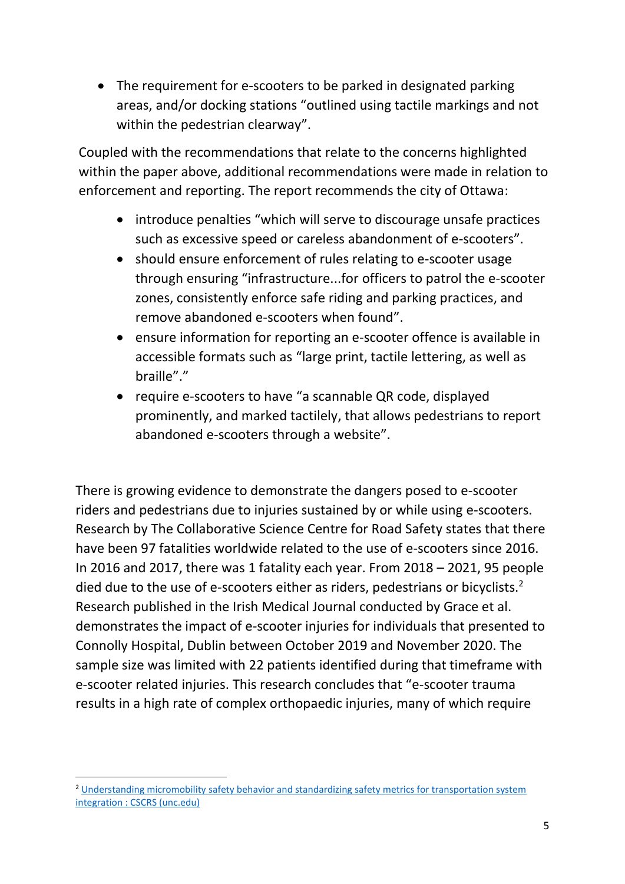- The requirement for e-scooters to be parked in designated parking areas, and/or docking stations "outlined using tactile markings and not within the pedestrian clearway".

Coupled with the recommendations that relate to the concerns highlighted within the paper above, additional recommendations were made in relation to enforcement and reporting. The report recommends the city of Ottawa:

- introduce penalties "which will serve to discourage unsafe practices such as excessive speed or careless abandonment of e-scooters".
- should ensure enforcement of rules relating to e-scooter usage through ensuring "infrastructure...for officers to patrol the e-scooter zones, consistently enforce safe riding and parking practices, and remove abandoned e-scooters when found".
- ensure information for reporting an e-scooter offence is available in accessible formats such as "large print, tactile lettering, as well as braille"."
- require e-scooters to have "a scannable QR code, displayed prominently, and marked tactilely, that allows pedestrians to report abandoned e-scooters through a website".

There is growing evidence to demonstrate the dangers posed to e-scooter riders and pedestrians due to injuries sustained by or while using e-scooters. Research by The Collaborative Science Centre for Road Safety states that there have been 97 fatalities worldwide related to the use of e-scooters since 2016. In 2016 and 2017, there was 1 fatality each year. From 2018 – 2021, 95 people died due to the use of e-scooters either as riders, pedestrians or bicyclists.[2] Research published in the Irish Medical Journal conducted by Grace et al. demonstrates the impact of e-scooter injuries for individuals that presented to Connolly Hospital, Dublin between October 2019 and November 2020. The sample size was limited with 22 patients identified during that timeframe with e-scooter related injuries. This research concludes that "e-scooter trauma results in a high rate of complex orthopaedic injuries, many of which require

---

[2] [Understanding micromobility safety behavior and standardizing safety metrics for transportation system integration : CSCRS (unc.edu)]()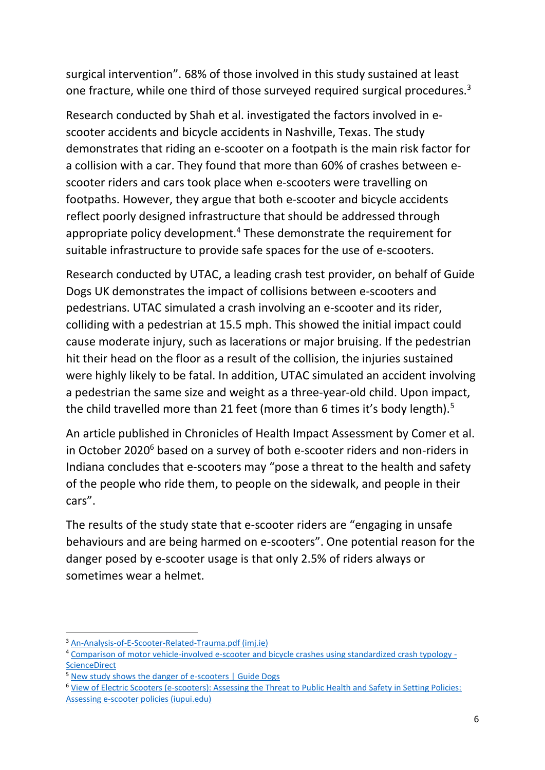surgical intervention". 68% of those involved in this study sustained at least one fracture, while one third of those surveyed required surgical procedures.[3]

Research conducted by Shah et al. investigated the factors involved in e-scooter accidents and bicycle accidents in Nashville, Texas. The study demonstrates that riding an e-scooter on a footpath is the main risk factor for a collision with a car. They found that more than 60% of crashes between e-scooter riders and cars took place when e-scooters were travelling on footpaths. However, they argue that both e-scooter and bicycle accidents reflect poorly designed infrastructure that should be addressed through appropriate policy development.[4] These demonstrate the requirement for suitable infrastructure to provide safe spaces for the use of e-scooters.

Research conducted by UTAC, a leading crash test provider, on behalf of Guide Dogs UK demonstrates the impact of collisions between e-scooters and pedestrians. UTAC simulated a crash involving an e-scooter and its rider, colliding with a pedestrian at 15.5 mph. This showed the initial impact could cause moderate injury, such as lacerations or major bruising. If the pedestrian hit their head on the floor as a result of the collision, the injuries sustained were highly likely to be fatal. In addition, UTAC simulated an accident involving a pedestrian the same size and weight as a three-year-old child. Upon impact, the child travelled more than 21 feet (more than 6 times it's body length).[5]

An article published in Chronicles of Health Impact Assessment by Comer et al. in October 2020[6] based on a survey of both e-scooter riders and non-riders in Indiana concludes that e-scooters may "pose a threat to the health and safety of the people who ride them, to people on the sidewalk, and people in their cars".

The results of the study state that e-scooter riders are "engaging in unsafe behaviours and are being harmed on e-scooters". One potential reason for the danger posed by e-scooter usage is that only 2.5% of riders always or sometimes wear a helmet.

---

[3] An-Analysis-of-E-Scooter-Related-Trauma.pdf (imj.ie)

[4] Comparison of motor vehicle-involved e-scooter and bicycle crashes using standardized crash typology - ScienceDirect

[5] New study shows the danger of e-scooters | Guide Dogs

[6] View of Electric Scooters (e-scooters): Assessing the Threat to Public Health and Safety in Setting Policies: Assessing e-scooter policies (iupui.edu)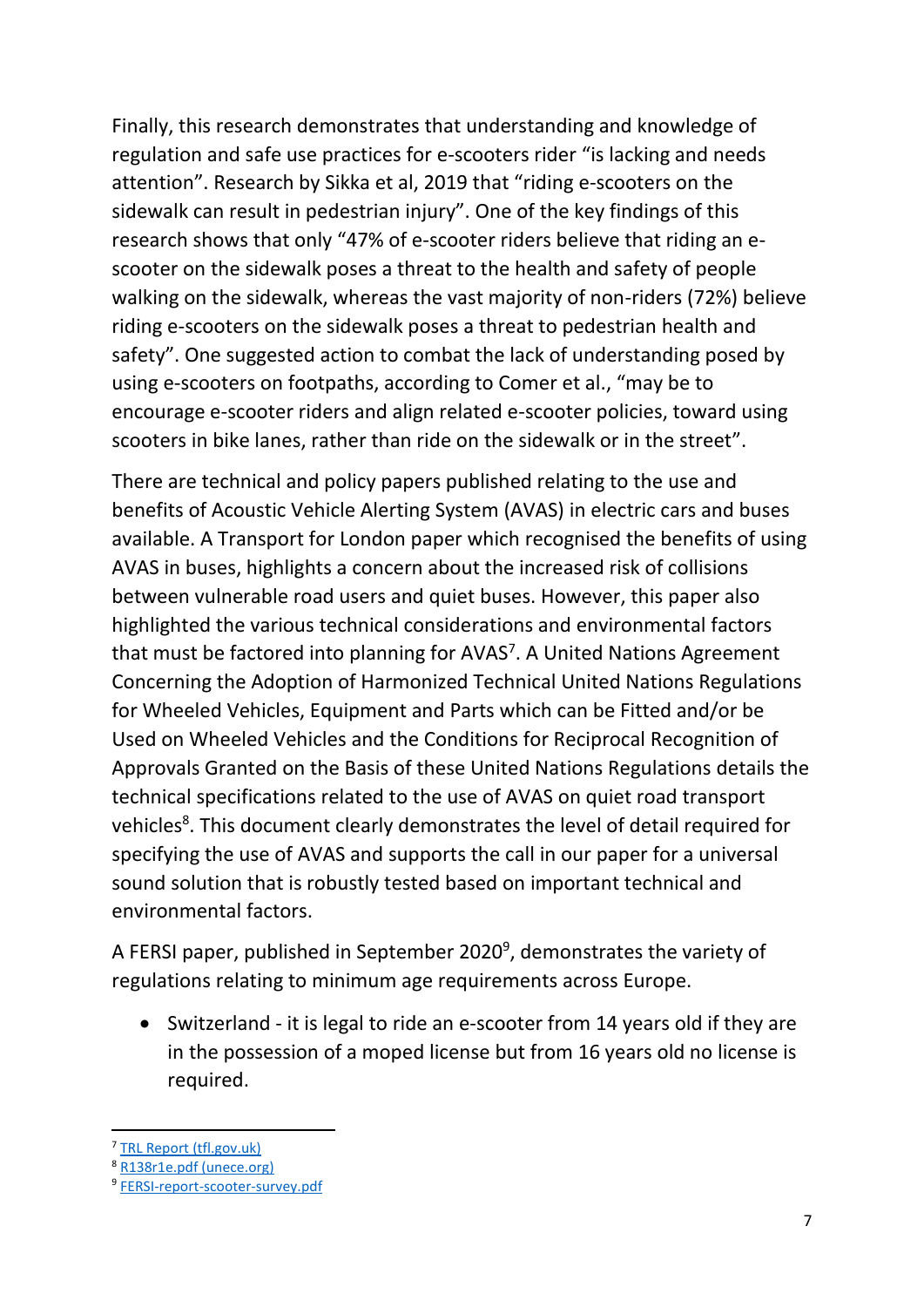Finally, this research demonstrates that understanding and knowledge of regulation and safe use practices for e-scooters rider "is lacking and needs attention". Research by Sikka et al, 2019 that "riding e-scooters on the sidewalk can result in pedestrian injury". One of the key findings of this research shows that only "47% of e-scooter riders believe that riding an e-scooter on the sidewalk poses a threat to the health and safety of people walking on the sidewalk, whereas the vast majority of non-riders (72%) believe riding e-scooters on the sidewalk poses a threat to pedestrian health and safety". One suggested action to combat the lack of understanding posed by using e-scooters on footpaths, according to Comer et al., "may be to encourage e-scooter riders and align related e-scooter policies, toward using scooters in bike lanes, rather than ride on the sidewalk or in the street".

There are technical and policy papers published relating to the use and benefits of Acoustic Vehicle Alerting System (AVAS) in electric cars and buses available. A Transport for London paper which recognised the benefits of using AVAS in buses, highlights a concern about the increased risk of collisions between vulnerable road users and quiet buses. However, this paper also highlighted the various technical considerations and environmental factors that must be factored into planning for AVAS[7]. A United Nations Agreement Concerning the Adoption of Harmonized Technical United Nations Regulations for Wheeled Vehicles, Equipment and Parts which can be Fitted and/or be Used on Wheeled Vehicles and the Conditions for Reciprocal Recognition of Approvals Granted on the Basis of these United Nations Regulations details the technical specifications related to the use of AVAS on quiet road transport vehicles[8]. This document clearly demonstrates the level of detail required for specifying the use of AVAS and supports the call in our paper for a universal sound solution that is robustly tested based on important technical and environmental factors.

A FERSI paper, published in September 2020[9], demonstrates the variety of regulations relating to minimum age requirements across Europe.

- Switzerland - it is legal to ride an e-scooter from 14 years old if they are in the possession of a moped license but from 16 years old no license is required.

---

[7] TRL Report (tfl.gov.uk)

[8] R138r1e.pdf (unece.org)

[9] FERSI-report-scooter-survey.pdf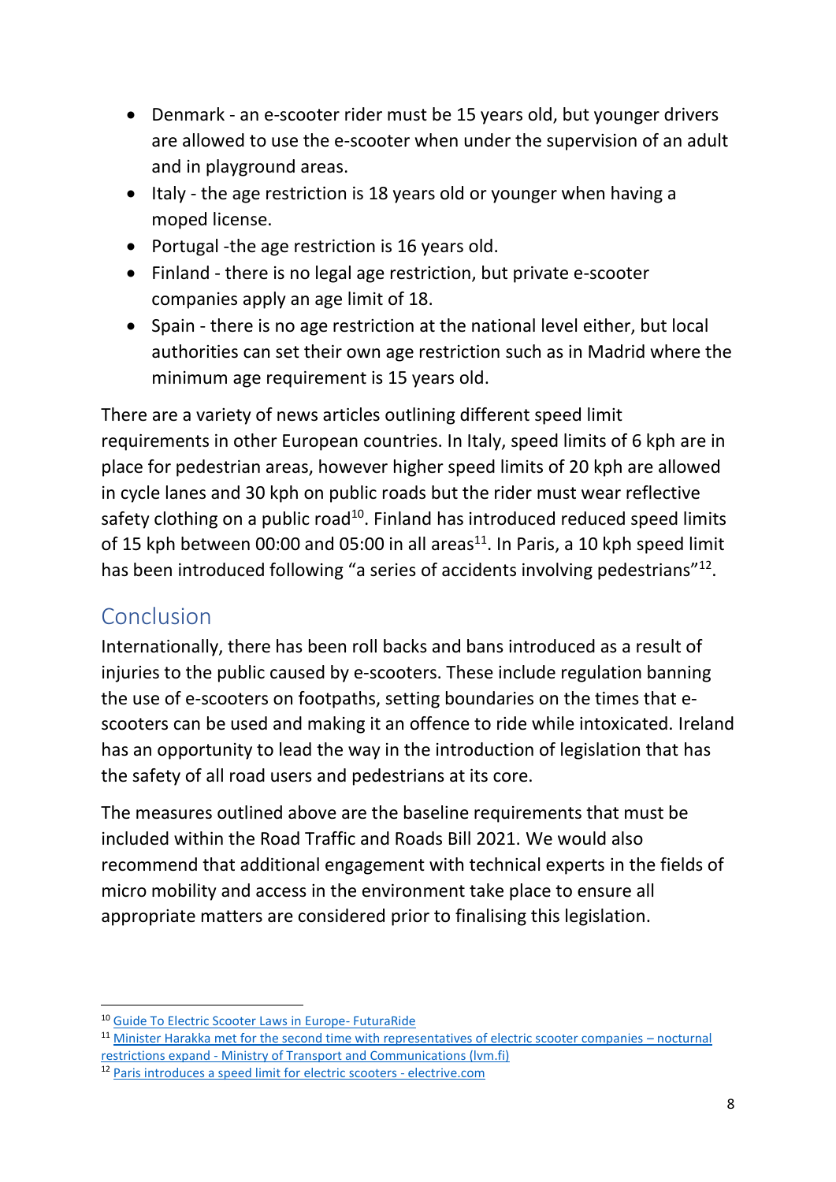- Denmark - an e-scooter rider must be 15 years old, but younger drivers are allowed to use the e-scooter when under the supervision of an adult and in playground areas.
- Italy - the age restriction is 18 years old or younger when having a moped license.
- Portugal -the age restriction is 16 years old.
- Finland - there is no legal age restriction, but private e-scooter companies apply an age limit of 18.
- Spain - there is no age restriction at the national level either, but local authorities can set their own age restriction such as in Madrid where the minimum age requirement is 15 years old.

There are a variety of news articles outlining different speed limit requirements in other European countries. In Italy, speed limits of 6 kph are in place for pedestrian areas, however higher speed limits of 20 kph are allowed in cycle lanes and 30 kph on public roads but the rider must wear reflective safety clothing on a public road[10]. Finland has introduced reduced speed limits of 15 kph between 00:00 and 05:00 in all areas[11]. In Paris, a 10 kph speed limit has been introduced following "a series of accidents involving pedestrians"[12].

## Conclusion

Internationally, there has been roll backs and bans introduced as a result of injuries to the public caused by e-scooters. These include regulation banning the use of e-scooters on footpaths, setting boundaries on the times that e-scooters can be used and making it an offence to ride while intoxicated. Ireland has an opportunity to lead the way in the introduction of legislation that has the safety of all road users and pedestrians at its core.

The measures outlined above are the baseline requirements that must be included within the Road Traffic and Roads Bill 2021. We would also recommend that additional engagement with technical experts in the fields of micro mobility and access in the environment take place to ensure all appropriate matters are considered prior to finalising this legislation.

---

[10] Guide To Electric Scooter Laws in Europe- FuturaRide

[11] Minister Harakka met for the second time with representatives of electric scooter companies – nocturnal restrictions expand - Ministry of Transport and Communications (lvm.fi)

[12] Paris introduces a speed limit for electric scooters - electrive.com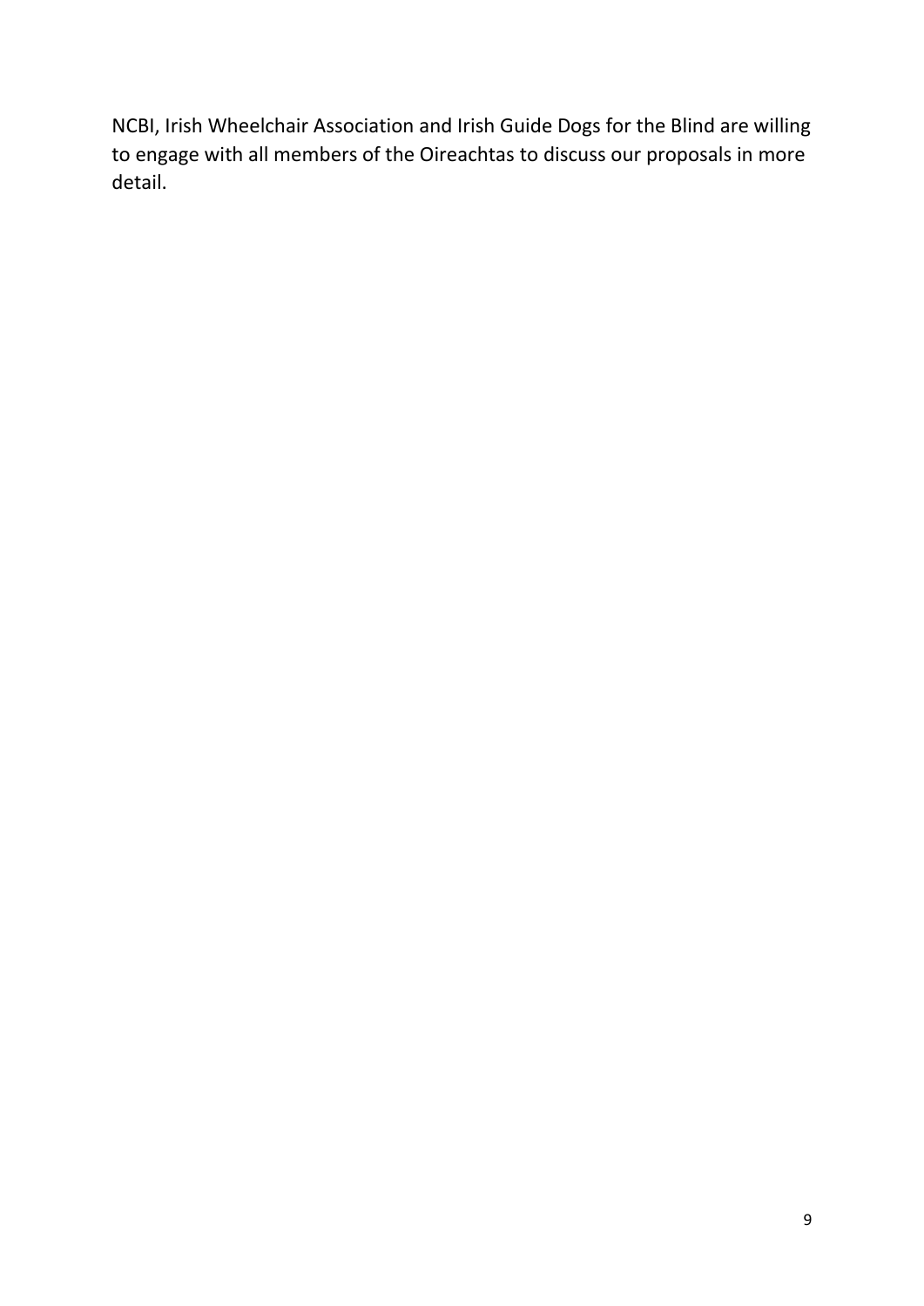NCBI, Irish Wheelchair Association and Irish Guide Dogs for the Blind are willing to engage with all members of the Oireachtas to discuss our proposals in more detail.